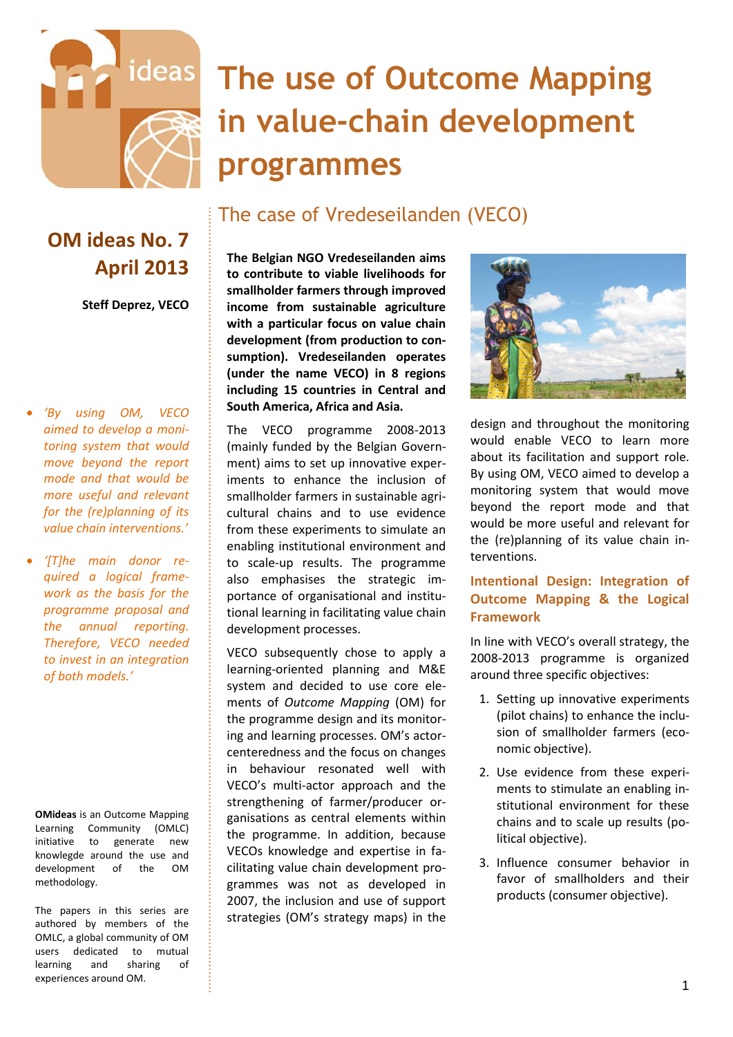# The use of Outcome Mapping in value-chain development programmes

## The case of Vredeseilanden (VECO)

**OM ideas No. 7**
**April 2013**

**Steff Deprez, VECO**

- *'By using OM, VECO aimed to develop a monitoring system that would move beyond the report mode and that would be more useful and relevant for the (re)planning of its value chain interventions.'*
- *'[T]he main donor required a logical framework as the basis for the programme proposal and the annual reporting. Therefore, VECO needed to invest in an integration of both models.'*

**OMideas** is an Outcome Mapping Learning Community (OMLC) initiative to generate new knowlegde around the use and development of the OM methodology.

The papers in this series are authored by members of the OMLC, a global community of OM users dedicated to mutual learning and sharing of experiences around OM.

**The Belgian NGO Vredeseilanden aims to contribute to viable livelihoods for smallholder farmers through improved income from sustainable agriculture with a particular focus on value chain development (from production to consumption). Vredeseilanden operates (under the name VECO) in 8 regions including 15 countries in Central and South America, Africa and Asia.**

The VECO programme 2008-2013 (mainly funded by the Belgian Government) aims to set up innovative experiments to enhance the inclusion of smallholder farmers in sustainable agricultural chains and to use evidence from these experiments to simulate an enabling institutional environment and to scale-up results. The programme also emphasises the strategic importance of organisational and institutional learning in facilitating value chain development processes.

VECO subsequently chose to apply a learning-oriented planning and M&E system and decided to use core elements of *Outcome Mapping* (OM) for the programme design and its monitoring and learning processes. OM's actor-centeredness and the focus on changes in behaviour resonated well with VECO's multi-actor approach and the strengthening of farmer/producer organisations as central elements within the programme. In addition, because VECOs knowledge and expertise in facilitating value chain development programmes was not as developed in 2007, the inclusion and use of support strategies (OM's strategy maps) in the design and throughout the monitoring would enable VECO to learn more about its facilitation and support role. By using OM, VECO aimed to develop a monitoring system that would move beyond the report mode and that would be more useful and relevant for the (re)planning of its value chain interventions.

### Intentional Design: Integration of Outcome Mapping & the Logical Framework

In line with VECO's overall strategy, the 2008-2013 programme is organized around three specific objectives:

1. Setting up innovative experiments (pilot chains) to enhance the inclusion of smallholder farmers (economic objective).
2. Use evidence from these experiments to stimulate an enabling institutional environment for these chains and to scale up results (political objective).
3. Influence consumer behavior in favor of smallholders and their products (consumer objective).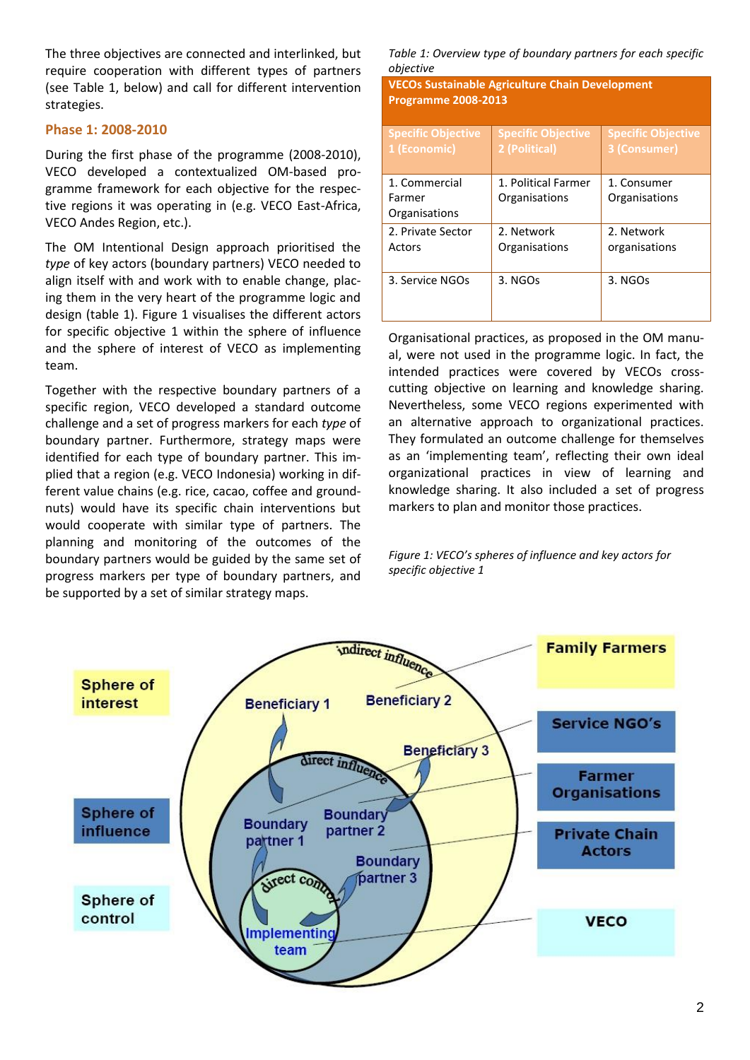The three objectives are connected and interlinked, but require cooperation with different types of partners (see Table 1, below) and call for different intervention strategies.

### Phase 1: 2008-2010

During the first phase of the programme (2008-2010), VECO developed a contextualized OM-based programme framework for each objective for the respective regions it was operating in (e.g. VECO East-Africa, VECO Andes Region, etc.).

The OM Intentional Design approach prioritised the *type* of key actors (boundary partners) VECO needed to align itself with and work with to enable change, placing them in the very heart of the programme logic and design (table 1). Figure 1 visualises the different actors for specific objective 1 within the sphere of influence and the sphere of interest of VECO as implementing team.

Together with the respective boundary partners of a specific region, VECO developed a standard outcome challenge and a set of progress markers for each *type* of boundary partner. Furthermore, strategy maps were identified for each type of boundary partner. This implied that a region (e.g. VECO Indonesia) working in different value chains (e.g. rice, cacao, coffee and groundnuts) would have its specific chain interventions but would cooperate with similar type of partners. The planning and monitoring of the outcomes of the boundary partners would be guided by the same set of progress markers per type of boundary partners, and be supported by a set of similar strategy maps.

*Table 1: Overview type of boundary partners for each specific objective*

| VECOs Sustainable Agriculture Chain Development Programme 2008-2013 | | |
|---|---|---|
| **Specific Objective 1 (Economic)** | **Specific Objective 2 (Political)** | **Specific Objective 3 (Consumer)** |
| 1. Commercial Farmer Organisations | 1. Political Farmer Organisations | 1. Consumer Organisations |
| 2. Private Sector Actors | 2. Network Organisations | 2. Network organisations |
| 3. Service NGOs | 3. NGOs | 3. NGOs |

Organisational practices, as proposed in the OM manual, were not used in the programme logic. In fact, the intended practices were covered by VECOs cross-cutting objective on learning and knowledge sharing. Nevertheless, some VECO regions experimented with an alternative approach to organizational practices. They formulated an outcome challenge for themselves as an 'implementing team', reflecting their own ideal organizational practices in view of learning and knowledge sharing. It also included a set of progress markers to plan and monitor those practices.

*Figure 1: VECO's spheres of influence and key actors for specific objective 1*

Sphere of interest | Sphere of influence | Sphere of control

indirect influence | Beneficiary 1 | Beneficiary 2 | Beneficiary 3

direct influence | Boundary partner 1 | Boundary partner 2 | Boundary partner 3

direct control | Implementing team

Family Farmers | Service NGO's | Farmer Organisations | Private Chain Actors | VECO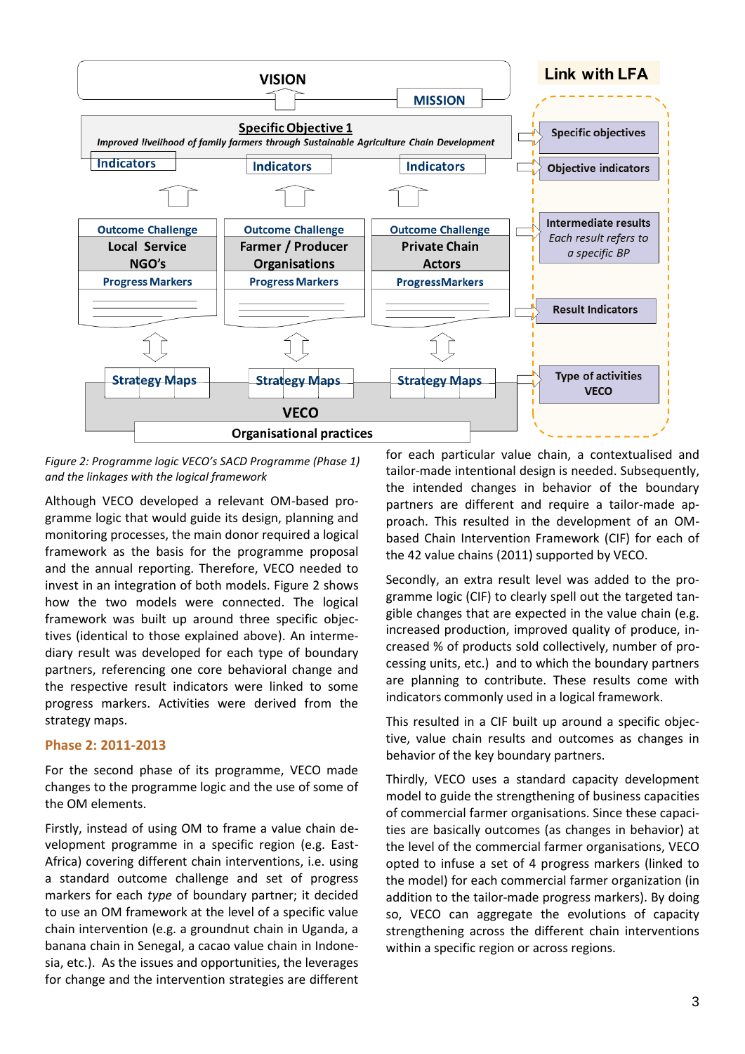VISION

MISSION

**Specific Objective 1**

*Improved livelihood of family farmers through Sustainable Agriculture Chain Development*

Indicators | Indicators | Indicators

| Outcome Challenge | Outcome Challenge | Outcome Challenge |
|---|---|---|
| Local Service NGO's | Farmer / Producer Organisations | Private Chain Actors |
| Progress Markers | Progress Markers | ProgressMarkers |

Strategy Maps | Strategy Maps | Strategy Maps

VECO

Organisational practices

**Link with LFA**

- Specific objectives
- Objective indicators
- Intermediate results (*Each result refers to a specific BP*)
- Result Indicators
- Type of activities VECO

*Figure 2: Programme logic VECO's SACD Programme (Phase 1) and the linkages with the logical framework*

Although VECO developed a relevant OM-based programme logic that would guide its design, planning and monitoring processes, the main donor required a logical framework as the basis for the programme proposal and the annual reporting. Therefore, VECO needed to invest in an integration of both models. Figure 2 shows how the two models were connected. The logical framework was built up around three specific objectives (identical to those explained above). An intermediary result was developed for each type of boundary partners, referencing one core behavioral change and the respective result indicators were linked to some progress markers. Activities were derived from the strategy maps.

## Phase 2: 2011-2013

For the second phase of its programme, VECO made changes to the programme logic and the use of some of the OM elements.

Firstly, instead of using OM to frame a value chain development programme in a specific region (e.g. East-Africa) covering different chain interventions, i.e. using a standard outcome challenge and set of progress markers for each *type* of boundary partner; it decided to use an OM framework at the level of a specific value chain intervention (e.g. a groundnut chain in Uganda, a banana chain in Senegal, a cacao value chain in Indonesia, etc.). As the issues and opportunities, the leverages for change and the intervention strategies are different for each particular value chain, a contextualised and tailor-made intentional design is needed. Subsequently, the intended changes in behavior of the boundary partners are different and require a tailor-made approach. This resulted in the development of an OM-based Chain Intervention Framework (CIF) for each of the 42 value chains (2011) supported by VECO.

Secondly, an extra result level was added to the programme logic (CIF) to clearly spell out the targeted tangible changes that are expected in the value chain (e.g. increased production, improved quality of produce, increased % of products sold collectively, number of processing units, etc.) and to which the boundary partners are planning to contribute. These results come with indicators commonly used in a logical framework.

This resulted in a CIF built up around a specific objective, value chain results and outcomes as changes in behavior of the key boundary partners.

Thirdly, VECO uses a standard capacity development model to guide the strengthening of business capacities of commercial farmer organisations. Since these capacities are basically outcomes (as changes in behavior) at the level of the commercial farmer organisations, VECO opted to infuse a set of 4 progress markers (linked to the model) for each commercial farmer organization (in addition to the tailor-made progress markers). By doing so, VECO can aggregate the evolutions of capacity strengthening across the different chain interventions within a specific region or across regions.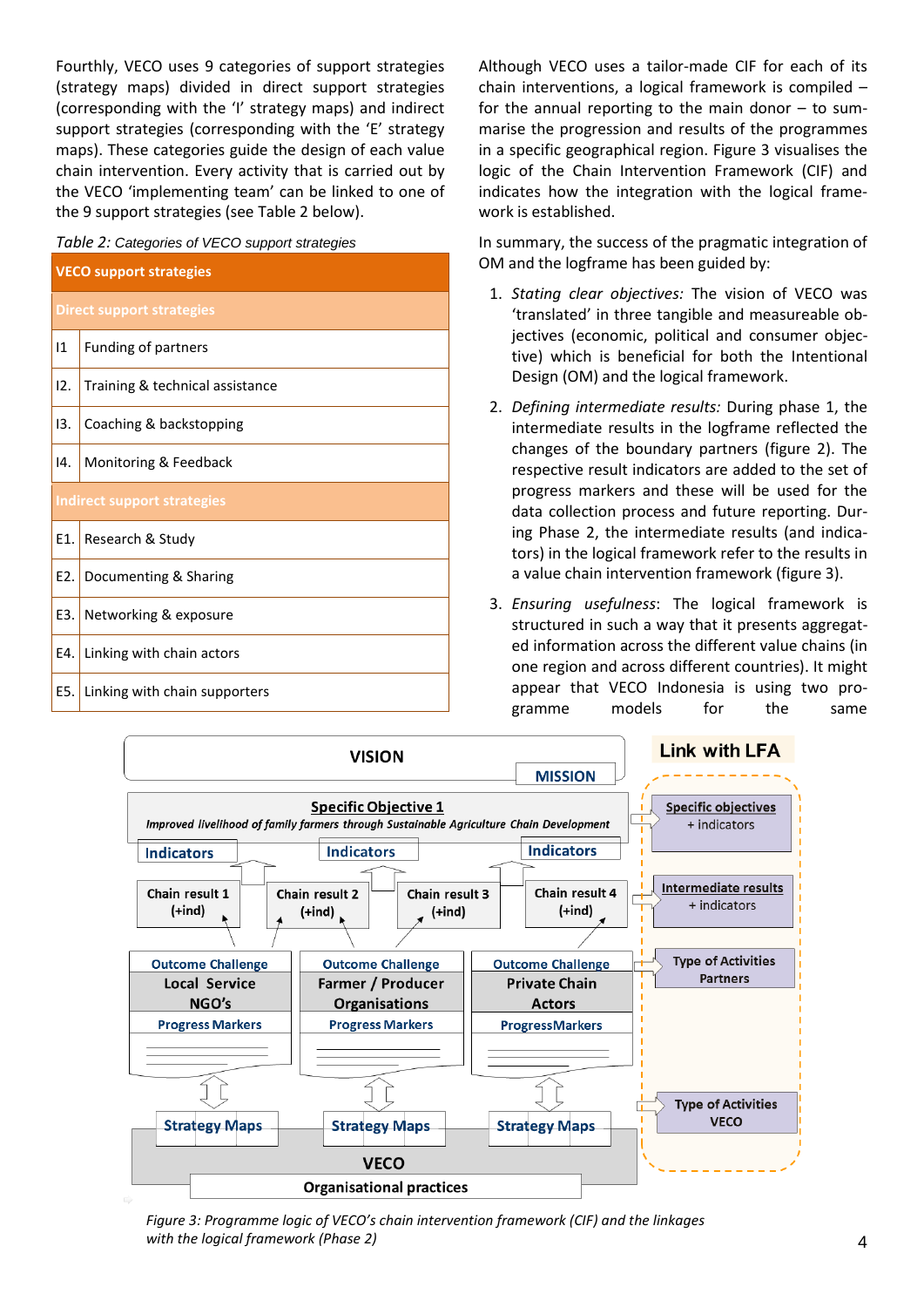Fourthly, VECO uses 9 categories of support strategies (strategy maps) divided in direct support strategies (corresponding with the 'I' strategy maps) and indirect support strategies (corresponding with the 'E' strategy maps). These categories guide the design of each value chain intervention. Every activity that is carried out by the VECO 'implementing team' can be linked to one of the 9 support strategies (see Table 2 below).

*Table 2: Categories of VECO support strategies*

| **VECO support strategies** | |
|---|---|
| **Direct support strategies** | |
| I1 | Funding of partners |
| I2. | Training & technical assistance |
| I3. | Coaching & backstopping |
| I4. | Monitoring & Feedback |
| **Indirect support strategies** | |
| E1. | Research & Study |
| E2. | Documenting & Sharing |
| E3. | Networking & exposure |
| E4. | Linking with chain actors |
| E5. | Linking with chain supporters |

Although VECO uses a tailor-made CIF for each of its chain interventions, a logical framework is compiled – for the annual reporting to the main donor – to summarise the progression and results of the programmes in a specific geographical region. Figure 3 visualises the logic of the Chain Intervention Framework (CIF) and indicates how the integration with the logical framework is established.

In summary, the success of the pragmatic integration of OM and the logframe has been guided by:

1. *Stating clear objectives:* The vision of VECO was 'translated' in three tangible and measureable objectives (economic, political and consumer objective) which is beneficial for both the Intentional Design (OM) and the logical framework.
2. *Defining intermediate results:* During phase 1, the intermediate results in the logframe reflected the changes of the boundary partners (figure 2). The respective result indicators are added to the set of progress markers and these will be used for the data collection process and future reporting. During Phase 2, the intermediate results (and indicators) in the logical framework refer to the results in a value chain intervention framework (figure 3).
3. *Ensuring usefulness*: The logical framework is structured in such a way that it presents aggregated information across the different value chains (in one region and across different countries). It might appear that VECO Indonesia is using two programme models for the same

*Figure 3: Programme logic of VECO's chain intervention framework (CIF) and the linkages with the logical framework (Phase 2)*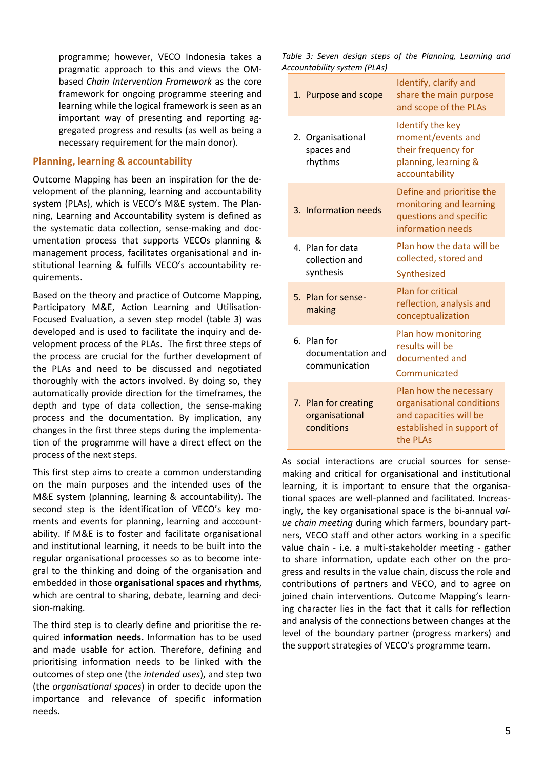programme; however, VECO Indonesia takes a pragmatic approach to this and views the OM-based *Chain Intervention Framework* as the core framework for ongoing programme steering and learning while the logical framework is seen as an important way of presenting and reporting aggregated progress and results (as well as being a necessary requirement for the main donor).

## Planning, learning & accountability

Outcome Mapping has been an inspiration for the development of the planning, learning and accountability system (PLAs), which is VECO's M&E system. The Planning, Learning and Accountability system is defined as the systematic data collection, sense-making and documentation process that supports VECOs planning & management process, facilitates organisational and institutional learning & fulfills VECO's accountability requirements.

Based on the theory and practice of Outcome Mapping, Participatory M&E, Action Learning and Utilisation-Focused Evaluation, a seven step model (table 3) was developed and is used to facilitate the inquiry and development process of the PLAs. The first three steps of the process are crucial for the further development of the PLAs and need to be discussed and negotiated thoroughly with the actors involved. By doing so, they automatically provide direction for the timeframes, the depth and type of data collection, the sense-making process and the documentation. By implication, any changes in the first three steps during the implementation of the programme will have a direct effect on the process of the next steps.

This first step aims to create a common understanding on the main purposes and the intended uses of the M&E system (planning, learning & accountability). The second step is the identification of VECO's key moments and events for planning, learning and acccountability. If M&E is to foster and facilitate organisational and institutional learning, it needs to be built into the regular organisational processes so as to become integral to the thinking and doing of the organisation and embedded in those **organisational spaces and rhythms**, which are central to sharing, debate, learning and decision-making.

The third step is to clearly define and prioritise the required **information needs.** Information has to be used and made usable for action. Therefore, defining and prioritising information needs to be linked with the outcomes of step one (the *intended uses*), and step two (the *organisational spaces*) in order to decide upon the importance and relevance of specific information needs.

*Table 3: Seven design steps of the Planning, Learning and Accountability system (PLAs)*

| Step | Description |
|---|---|
| 1. Purpose and scope | Identify, clarify and share the main purpose and scope of the PLAs |
| 2. Organisational spaces and rhythms | Identify the key moment/events and their frequency for planning, learning & accountability |
| 3. Information needs | Define and prioritise the monitoring and learning questions and specific information needs |
| 4. Plan for data collection and synthesis | Plan how the data will be collected, stored and Synthesized |
| 5. Plan for sense-making | Plan for critical reflection, analysis and conceptualization |
| 6. Plan for documentation and communication | Plan how monitoring results will be documented and Communicated |
| 7. Plan for creating organisational conditions | Plan how the necessary organisational conditions and capacities will be established in support of the PLAs |

As social interactions are crucial sources for sense-making and critical for organisational and institutional learning, it is important to ensure that the organisational spaces are well-planned and facilitated. Increasingly, the key organisational space is the bi-annual *value chain meeting* during which farmers, boundary partners, VECO staff and other actors working in a specific value chain - i.e. a multi-stakeholder meeting - gather to share information, update each other on the progress and results in the value chain, discuss the role and contributions of partners and VECO, and to agree on joined chain interventions. Outcome Mapping's learning character lies in the fact that it calls for reflection and analysis of the connections between changes at the level of the boundary partner (progress markers) and the support strategies of VECO's programme team.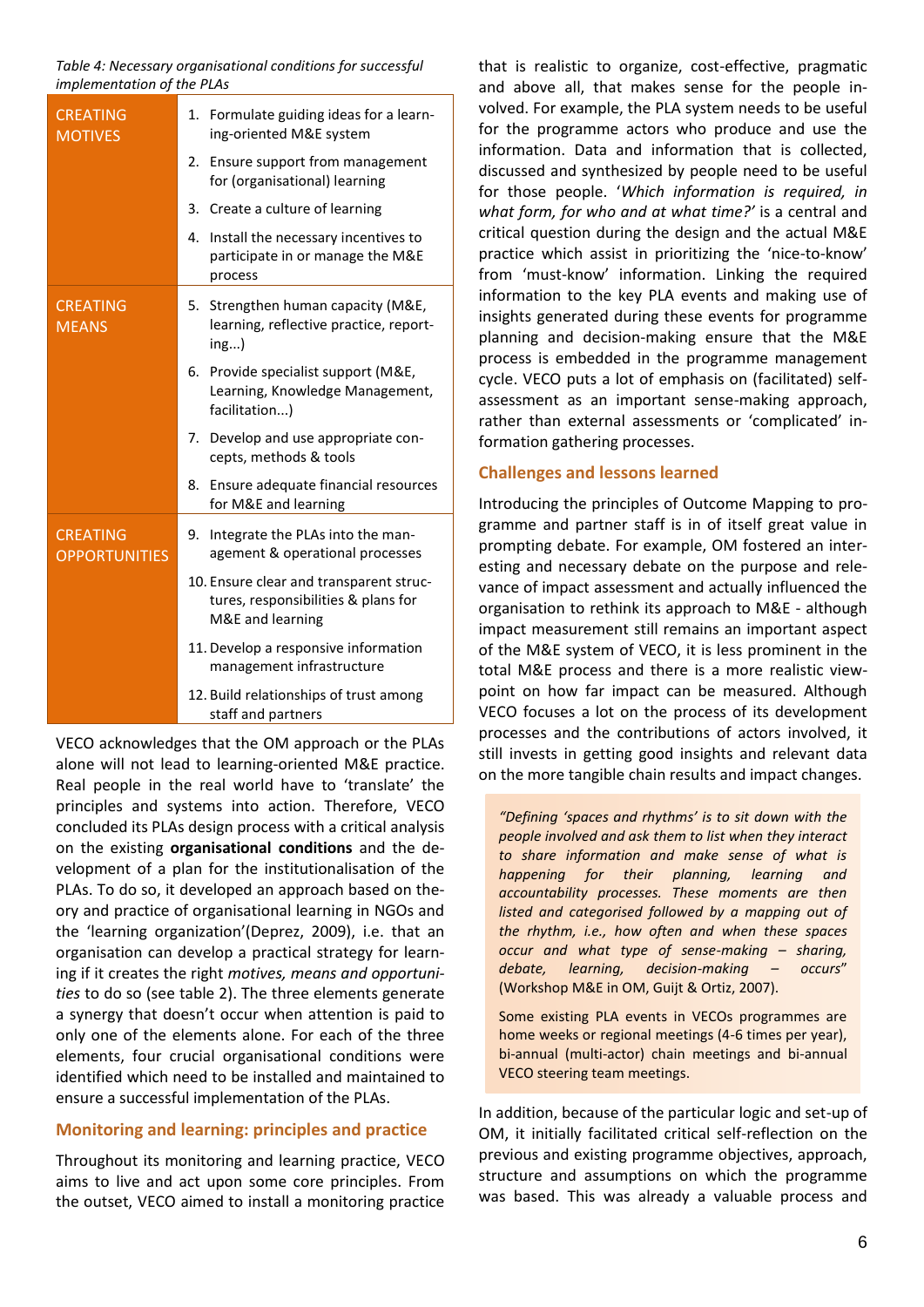*Table 4: Necessary organisational conditions for successful implementation of the PLAs*

| | |
|---|---|
| CREATING MOTIVES | 1. Formulate guiding ideas for a learning-oriented M&E system |
| | 2. Ensure support from management for (organisational) learning |
| | 3. Create a culture of learning |
| | 4. Install the necessary incentives to participate in or manage the M&E process |
| CREATING MEANS | 5. Strengthen human capacity (M&E, learning, reflective practice, reporting...) |
| | 6. Provide specialist support (M&E, Learning, Knowledge Management, facilitation...) |
| | 7. Develop and use appropriate concepts, methods & tools |
| | 8. Ensure adequate financial resources for M&E and learning |
| CREATING OPPORTUNITIES | 9. Integrate the PLAs into the management & operational processes |
| | 10. Ensure clear and transparent structures, responsibilities & plans for M&E and learning |
| | 11. Develop a responsive information management infrastructure |
| | 12. Build relationships of trust among staff and partners |

VECO acknowledges that the OM approach or the PLAs alone will not lead to learning-oriented M&E practice. Real people in the real world have to 'translate' the principles and systems into action. Therefore, VECO concluded its PLAs design process with a critical analysis on the existing **organisational conditions** and the development of a plan for the institutionalisation of the PLAs. To do so, it developed an approach based on theory and practice of organisational learning in NGOs and the 'learning organization'(Deprez, 2009), i.e. that an organisation can develop a practical strategy for learning if it creates the right *motives, means and opportunities* to do so (see table 2). The three elements generate a synergy that doesn't occur when attention is paid to only one of the elements alone. For each of the three elements, four crucial organisational conditions were identified which need to be installed and maintained to ensure a successful implementation of the PLAs.

## Monitoring and learning: principles and practice

Throughout its monitoring and learning practice, VECO aims to live and act upon some core principles. From the outset, VECO aimed to install a monitoring practice that is realistic to organize, cost-effective, pragmatic and above all, that makes sense for the people involved. For example, the PLA system needs to be useful for the programme actors who produce and use the information. Data and information that is collected, discussed and synthesized by people need to be useful for those people. '*Which information is required, in what form, for who and at what time?'* is a central and critical question during the design and the actual M&E practice which assist in prioritizing the 'nice-to-know' from 'must-know' information. Linking the required information to the key PLA events and making use of insights generated during these events for programme planning and decision-making ensure that the M&E process is embedded in the programme management cycle. VECO puts a lot of emphasis on (facilitated) self-assessment as an important sense-making approach, rather than external assessments or 'complicated' information gathering processes.

## Challenges and lessons learned

Introducing the principles of Outcome Mapping to programme and partner staff is in of itself great value in prompting debate. For example, OM fostered an interesting and necessary debate on the purpose and relevance of impact assessment and actually influenced the organisation to rethink its approach to M&E - although impact measurement still remains an important aspect of the M&E system of VECO, it is less prominent in the total M&E process and there is a more realistic viewpoint on how far impact can be measured. Although VECO focuses a lot on the process of its development processes and the contributions of actors involved, it still invests in getting good insights and relevant data on the more tangible chain results and impact changes.

> *"Defining 'spaces and rhythms' is to sit down with the people involved and ask them to list when they interact to share information and make sense of what is happening for their planning, learning and accountability processes. These moments are then listed and categorised followed by a mapping out of the rhythm, i.e., how often and when these spaces occur and what type of sense-making – sharing, debate, learning, decision-making – occurs"* (Workshop M&E in OM, Guijt & Ortiz, 2007).
>
> Some existing PLA events in VECOs programmes are home weeks or regional meetings (4-6 times per year), bi-annual (multi-actor) chain meetings and bi-annual VECO steering team meetings.

In addition, because of the particular logic and set-up of OM, it initially facilitated critical self-reflection on the previous and existing programme objectives, approach, structure and assumptions on which the programme was based. This was already a valuable process and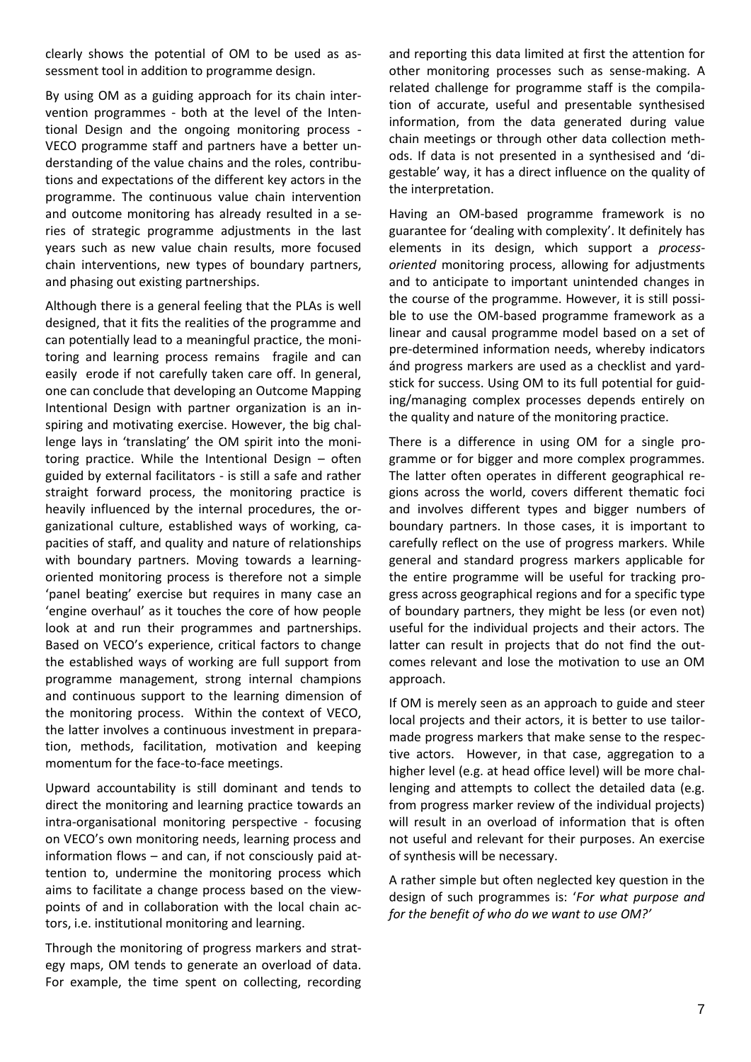clearly shows the potential of OM to be used as assessment tool in addition to programme design.

By using OM as a guiding approach for its chain intervention programmes - both at the level of the Intentional Design and the ongoing monitoring process - VECO programme staff and partners have a better understanding of the value chains and the roles, contributions and expectations of the different key actors in the programme. The continuous value chain intervention and outcome monitoring has already resulted in a series of strategic programme adjustments in the last years such as new value chain results, more focused chain interventions, new types of boundary partners, and phasing out existing partnerships.

Although there is a general feeling that the PLAs is well designed, that it fits the realities of the programme and can potentially lead to a meaningful practice, the monitoring and learning process remains fragile and can easily erode if not carefully taken care off. In general, one can conclude that developing an Outcome Mapping Intentional Design with partner organization is an inspiring and motivating exercise. However, the big challenge lays in 'translating' the OM spirit into the monitoring practice. While the Intentional Design – often guided by external facilitators - is still a safe and rather straight forward process, the monitoring practice is heavily influenced by the internal procedures, the organizational culture, established ways of working, capacities of staff, and quality and nature of relationships with boundary partners. Moving towards a learning-oriented monitoring process is therefore not a simple 'panel beating' exercise but requires in many case an 'engine overhaul' as it touches the core of how people look at and run their programmes and partnerships. Based on VECO's experience, critical factors to change the established ways of working are full support from programme management, strong internal champions and continuous support to the learning dimension of the monitoring process. Within the context of VECO, the latter involves a continuous investment in preparation, methods, facilitation, motivation and keeping momentum for the face-to-face meetings.

Upward accountability is still dominant and tends to direct the monitoring and learning practice towards an intra-organisational monitoring perspective - focusing on VECO's own monitoring needs, learning process and information flows – and can, if not consciously paid attention to, undermine the monitoring process which aims to facilitate a change process based on the viewpoints of and in collaboration with the local chain actors, i.e. institutional monitoring and learning.

Through the monitoring of progress markers and strategy maps, OM tends to generate an overload of data. For example, the time spent on collecting, recording and reporting this data limited at first the attention for other monitoring processes such as sense-making. A related challenge for programme staff is the compilation of accurate, useful and presentable synthesised information, from the data generated during value chain meetings or through other data collection methods. If data is not presented in a synthesised and 'digestable' way, it has a direct influence on the quality of the interpretation.

Having an OM-based programme framework is no guarantee for 'dealing with complexity'. It definitely has elements in its design, which support a *process-oriented* monitoring process, allowing for adjustments and to anticipate to important unintended changes in the course of the programme. However, it is still possible to use the OM-based programme framework as a linear and causal programme model based on a set of pre-determined information needs, whereby indicators ánd progress markers are used as a checklist and yardstick for success. Using OM to its full potential for guiding/managing complex processes depends entirely on the quality and nature of the monitoring practice.

There is a difference in using OM for a single programme or for bigger and more complex programmes. The latter often operates in different geographical regions across the world, covers different thematic foci and involves different types and bigger numbers of boundary partners. In those cases, it is important to carefully reflect on the use of progress markers. While general and standard progress markers applicable for the entire programme will be useful for tracking progress across geographical regions and for a specific type of boundary partners, they might be less (or even not) useful for the individual projects and their actors. The latter can result in projects that do not find the outcomes relevant and lose the motivation to use an OM approach.

If OM is merely seen as an approach to guide and steer local projects and their actors, it is better to use tailor-made progress markers that make sense to the respective actors. However, in that case, aggregation to a higher level (e.g. at head office level) will be more challenging and attempts to collect the detailed data (e.g. from progress marker review of the individual projects) will result in an overload of information that is often not useful and relevant for their purposes. An exercise of synthesis will be necessary.

A rather simple but often neglected key question in the design of such programmes is: '*For what purpose and for the benefit of who do we want to use OM?*'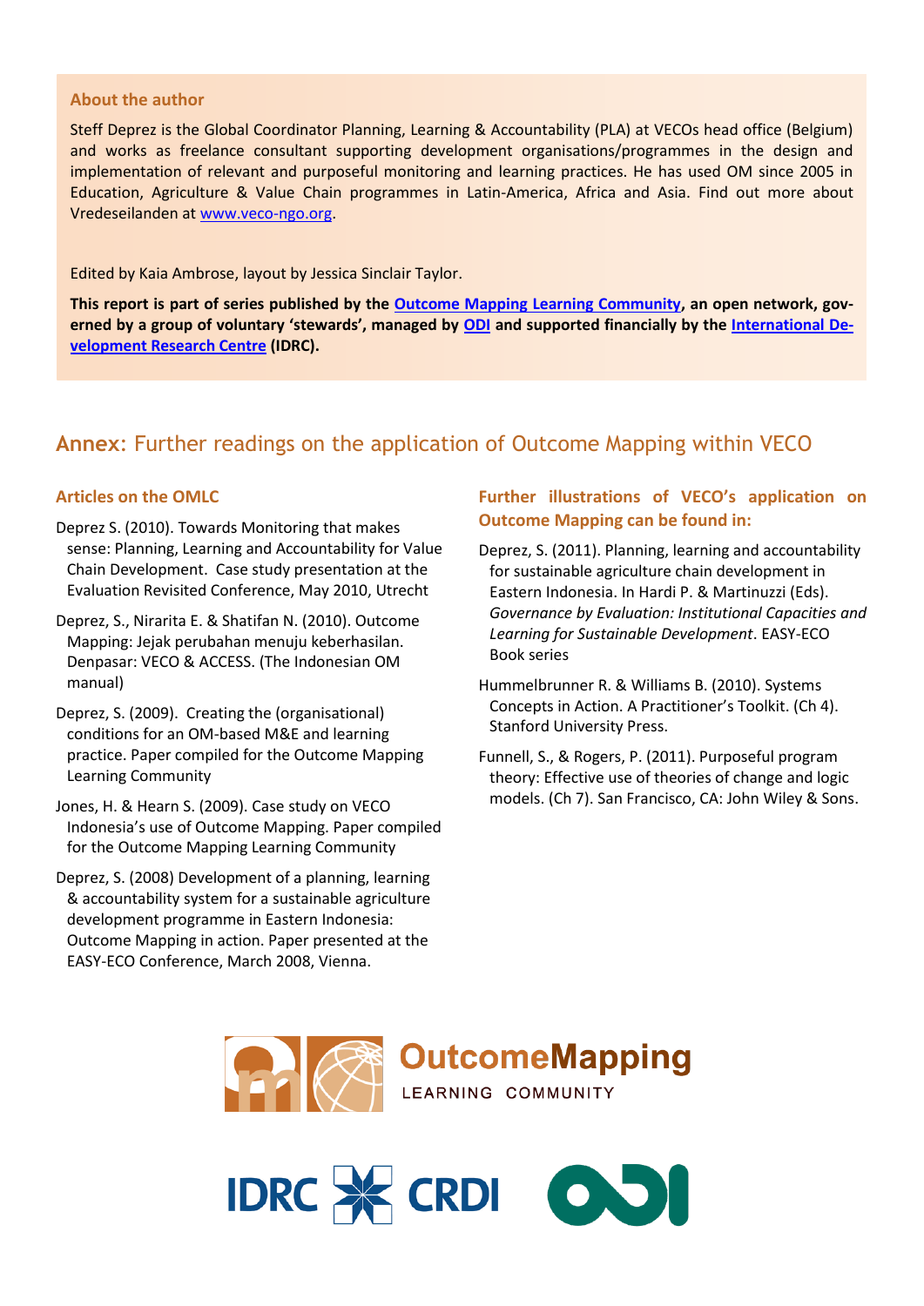### About the author

Steff Deprez is the Global Coordinator Planning, Learning & Accountability (PLA) at VECOs head office (Belgium) and works as freelance consultant supporting development organisations/programmes in the design and implementation of relevant and purposeful monitoring and learning practices. He has used OM since 2005 in Education, Agriculture & Value Chain programmes in Latin-America, Africa and Asia. Find out more about Vredeseilanden at [www.veco-ngo.org](www.veco-ngo.org).

Edited by Kaia Ambrose, layout by Jessica Sinclair Taylor.

**This report is part of series published by the Outcome Mapping Learning Community, an open network, governed by a group of voluntary 'stewards', managed by ODI and supported financially by the International Development Research Centre (IDRC).**

## Annex: Further readings on the application of Outcome Mapping within VECO

### Articles on the OMLC

Deprez S. (2010). Towards Monitoring that makes sense: Planning, Learning and Accountability for Value Chain Development. Case study presentation at the Evaluation Revisited Conference, May 2010, Utrecht

Deprez, S., Nirarita E. & Shatifan N. (2010). Outcome Mapping: Jejak perubahan menuju keberhasilan. Denpasar: VECO & ACCESS. (The Indonesian OM manual)

Deprez, S. (2009). Creating the (organisational) conditions for an OM-based M&E and learning practice. Paper compiled for the Outcome Mapping Learning Community

Jones, H. & Hearn S. (2009). Case study on VECO Indonesia's use of Outcome Mapping. Paper compiled for the Outcome Mapping Learning Community

Deprez, S. (2008) Development of a planning, learning & accountability system for a sustainable agriculture development programme in Eastern Indonesia: Outcome Mapping in action. Paper presented at the EASY-ECO Conference, March 2008, Vienna.

### Further illustrations of VECO's application on Outcome Mapping can be found in:

Deprez, S. (2011). Planning, learning and accountability for sustainable agriculture chain development in Eastern Indonesia. In Hardi P. & Martinuzzi (Eds). *Governance by Evaluation: Institutional Capacities and Learning for Sustainable Development*. EASY-ECO Book series

Hummelbrunner R. & Williams B. (2010). Systems Concepts in Action. A Practitioner's Toolkit. (Ch 4). Stanford University Press.

Funnell, S., & Rogers, P. (2011). Purposeful program theory: Effective use of theories of change and logic models. (Ch 7). San Francisco, CA: John Wiley & Sons.

OutcomeMapping LEARNING COMMUNITY

IDRC CRDI

ODI